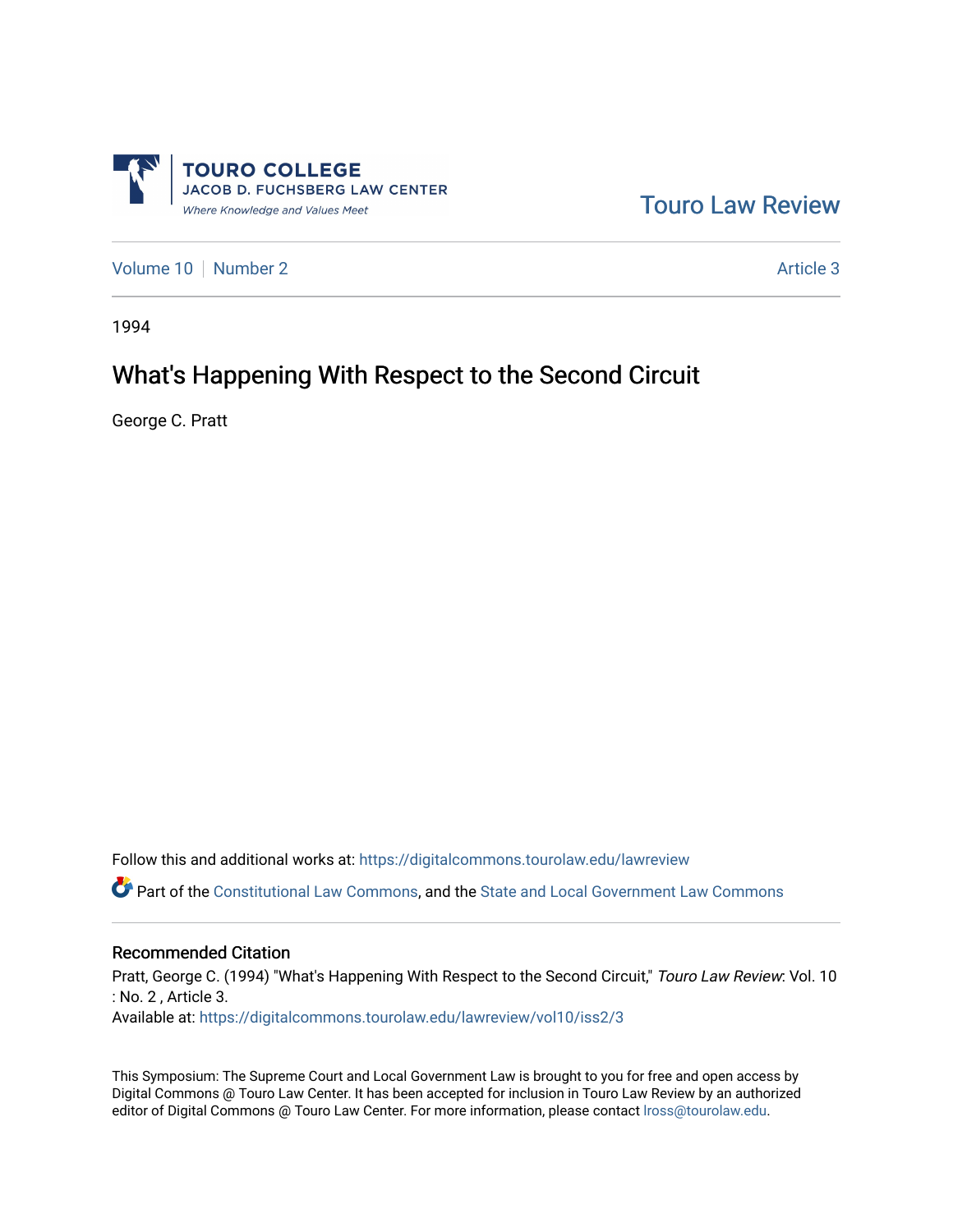TOURO COLLEGE
JACOB D. FUCHSBERG LAW CENTER
*Where Knowledge and Values Meet*

Touro Law Review

Volume 10 | Number 2 | Article 3

1994

# What's Happening With Respect to the Second Circuit

George C. Pratt

Follow this and additional works at: https://digitalcommons.tourolaw.edu/lawreview

Part of the Constitutional Law Commons, and the State and Local Government Law Commons

## Recommended Citation

Pratt, George C. (1994) "What's Happening With Respect to the Second Circuit," *Touro Law Review*: Vol. 10 : No. 2 , Article 3.
Available at: https://digitalcommons.tourolaw.edu/lawreview/vol10/iss2/3

This Symposium: The Supreme Court and Local Government Law is brought to you for free and open access by Digital Commons @ Touro Law Center. It has been accepted for inclusion in Touro Law Review by an authorized editor of Digital Commons @ Touro Law Center. For more information, please contact lross@tourolaw.edu.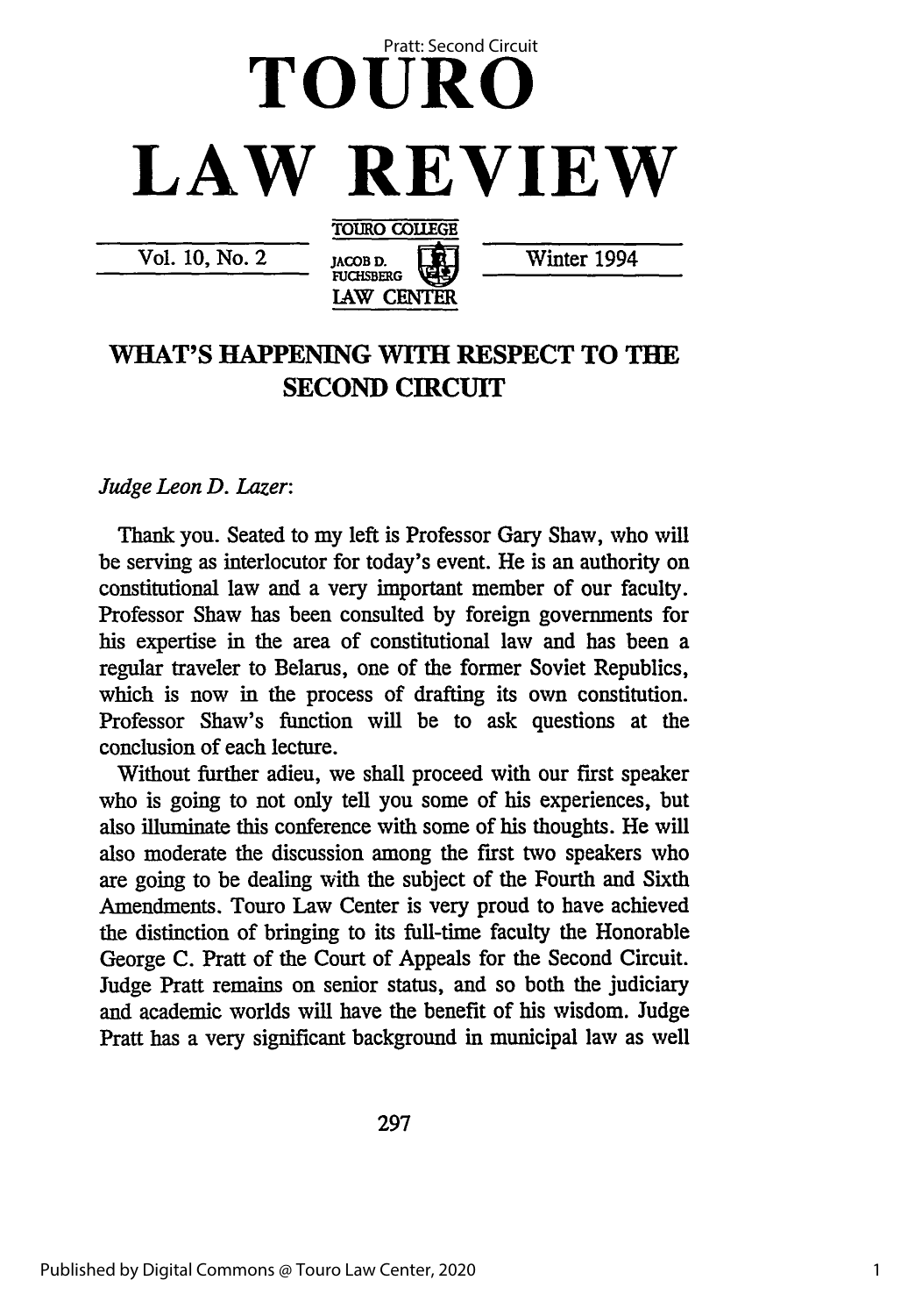# TOURO LAW REVIEW

TOURO COLLEGE JACOB D. FUCHSBERG LAW CENTER

Vol. 10, No. 2 — Winter 1994

## WHAT'S HAPPENING WITH RESPECT TO THE SECOND CIRCUIT

*Judge Leon D. Lazer*:

Thank you. Seated to my left is Professor Gary Shaw, who will be serving as interlocutor for today's event. He is an authority on constitutional law and a very important member of our faculty. Professor Shaw has been consulted by foreign governments for his expertise in the area of constitutional law and has been a regular traveler to Belarus, one of the former Soviet Republics, which is now in the process of drafting its own constitution. Professor Shaw's function will be to ask questions at the conclusion of each lecture.

Without further adieu, we shall proceed with our first speaker who is going to not only tell you some of his experiences, but also illuminate this conference with some of his thoughts. He will also moderate the discussion among the first two speakers who are going to be dealing with the subject of the Fourth and Sixth Amendments. Touro Law Center is very proud to have achieved the distinction of bringing to its full-time faculty the Honorable George C. Pratt of the Court of Appeals for the Second Circuit. Judge Pratt remains on senior status, and so both the judiciary and academic worlds will have the benefit of his wisdom. Judge Pratt has a very significant background in municipal law as well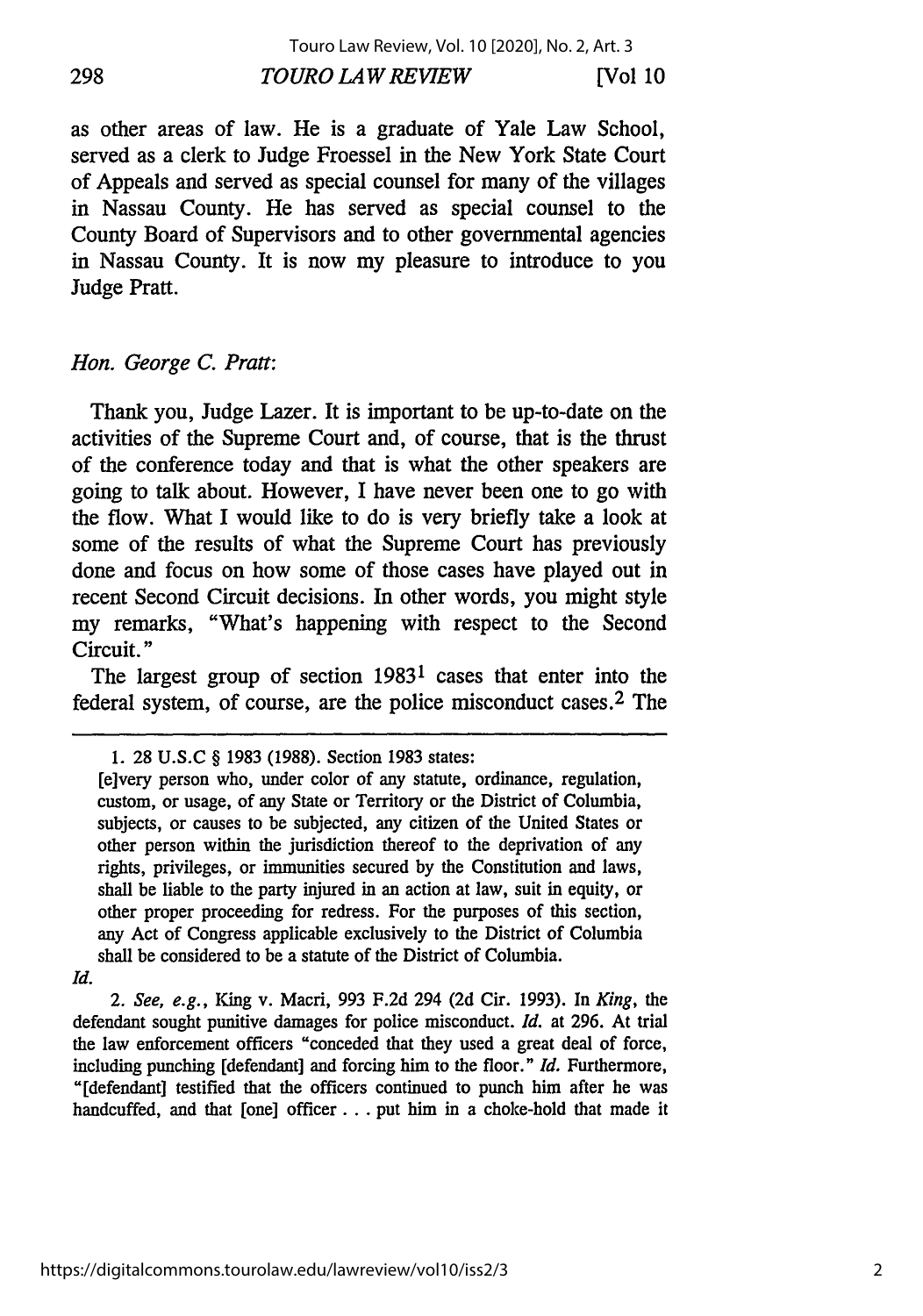as other areas of law. He is a graduate of Yale Law School, served as a clerk to Judge Froessel in the New York State Court of Appeals and served as special counsel for many of the villages in Nassau County. He has served as special counsel to the County Board of Supervisors and to other governmental agencies in Nassau County. It is now my pleasure to introduce to you Judge Pratt.

*Hon. George C. Pratt:*

Thank you, Judge Lazer. It is important to be up-to-date on the activities of the Supreme Court and, of course, that is the thrust of the conference today and that is what the other speakers are going to talk about. However, I have never been one to go with the flow. What I would like to do is very briefly take a look at some of the results of what the Supreme Court has previously done and focus on how some of those cases have played out in recent Second Circuit decisions. In other words, you might style my remarks, "What's happening with respect to the Second Circuit."

The largest group of section 1983[1] cases that enter into the federal system, of course, are the police misconduct cases.[2] The

---

1. 28 U.S.C § 1983 (1988). Section 1983 states:

> [e]very person who, under color of any statute, ordinance, regulation, custom, or usage, of any State or Territory or the District of Columbia, subjects, or causes to be subjected, any citizen of the United States or other person within the jurisdiction thereof to the deprivation of any rights, privileges, or immunities secured by the Constitution and laws, shall be liable to the party injured in an action at law, suit in equity, or other proper proceeding for redress. For the purposes of this section, any Act of Congress applicable exclusively to the District of Columbia shall be considered to be a statute of the District of Columbia.

*Id.*

2. *See, e.g.*, King v. Macri, 993 F.2d 294 (2d Cir. 1993). In *King*, the defendant sought punitive damages for police misconduct. *Id.* at 296. At trial the law enforcement officers "conceded that they used a great deal of force, including punching [defendant] and forcing him to the floor." *Id.* Furthermore, "[defendant] testified that the officers continued to punch him after he was handcuffed, and that [one] officer . . . put him in a choke-hold that made it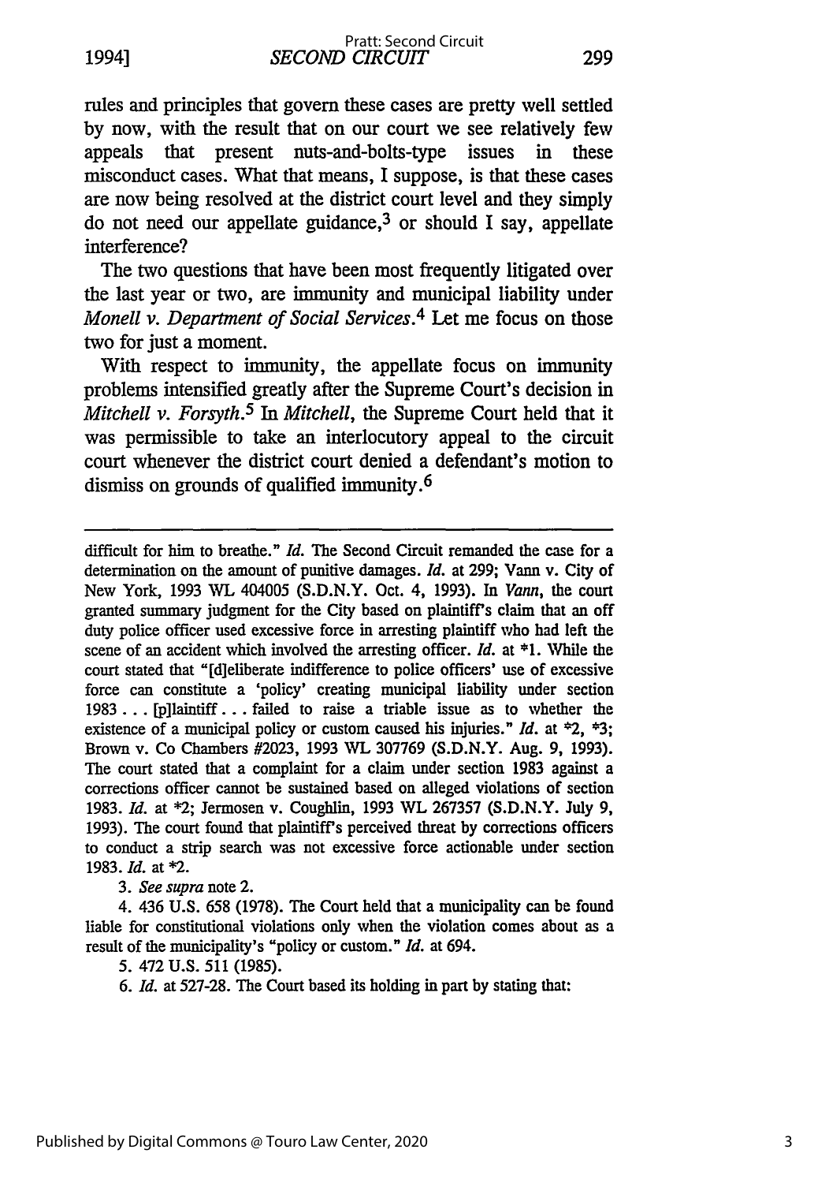rules and principles that govern these cases are pretty well settled by now, with the result that on our court we see relatively few appeals that present nuts-and-bolts-type issues in these misconduct cases. What that means, I suppose, is that these cases are now being resolved at the district court level and they simply do not need our appellate guidance,[3] or should I say, appellate interference?

The two questions that have been most frequently litigated over the last year or two, are immunity and municipal liability under *Monell v. Department of Social Services*.[4] Let me focus on those two for just a moment.

With respect to immunity, the appellate focus on immunity problems intensified greatly after the Supreme Court's decision in *Mitchell v. Forsyth*.[5] In *Mitchell*, the Supreme Court held that it was permissible to take an interlocutory appeal to the circuit court whenever the district court denied a defendant's motion to dismiss on grounds of qualified immunity.[6]

---

difficult for him to breathe." *Id.* The Second Circuit remanded the case for a determination on the amount of punitive damages. *Id.* at 299; Vann v. City of New York, 1993 WL 404005 (S.D.N.Y. Oct. 4, 1993). In *Vann*, the court granted summary judgment for the City based on plaintiff's claim that an off duty police officer used excessive force in arresting plaintiff who had left the scene of an accident which involved the arresting officer. *Id.* at *1. While the court stated that "[d]eliberate indifference to police officers' use of excessive force can constitute a 'policy' creating municipal liability under section 1983 . . . [p]laintiff . . . failed to raise a triable issue as to whether the existence of a municipal policy or custom caused his injuries." *Id.* at *2, *3; Brown v. Co Chambers #2023, 1993 WL 307769 (S.D.N.Y. Aug. 9, 1993). The court stated that a complaint for a claim under section 1983 against a corrections officer cannot be sustained based on alleged violations of section 1983. *Id.* at *2; Jermosen v. Coughlin, 1993 WL 267357 (S.D.N.Y. July 9, 1993). The court found that plaintiff's perceived threat by corrections officers to conduct a strip search was not excessive force actionable under section 1983. *Id.* at *2.

3. *See supra* note 2.

4. 436 U.S. 658 (1978). The Court held that a municipality can be found liable for constitutional violations only when the violation comes about as a result of the municipality's "policy or custom." *Id.* at 694.

5. 472 U.S. 511 (1985).

6. *Id.* at 527-28. The Court based its holding in part by stating that: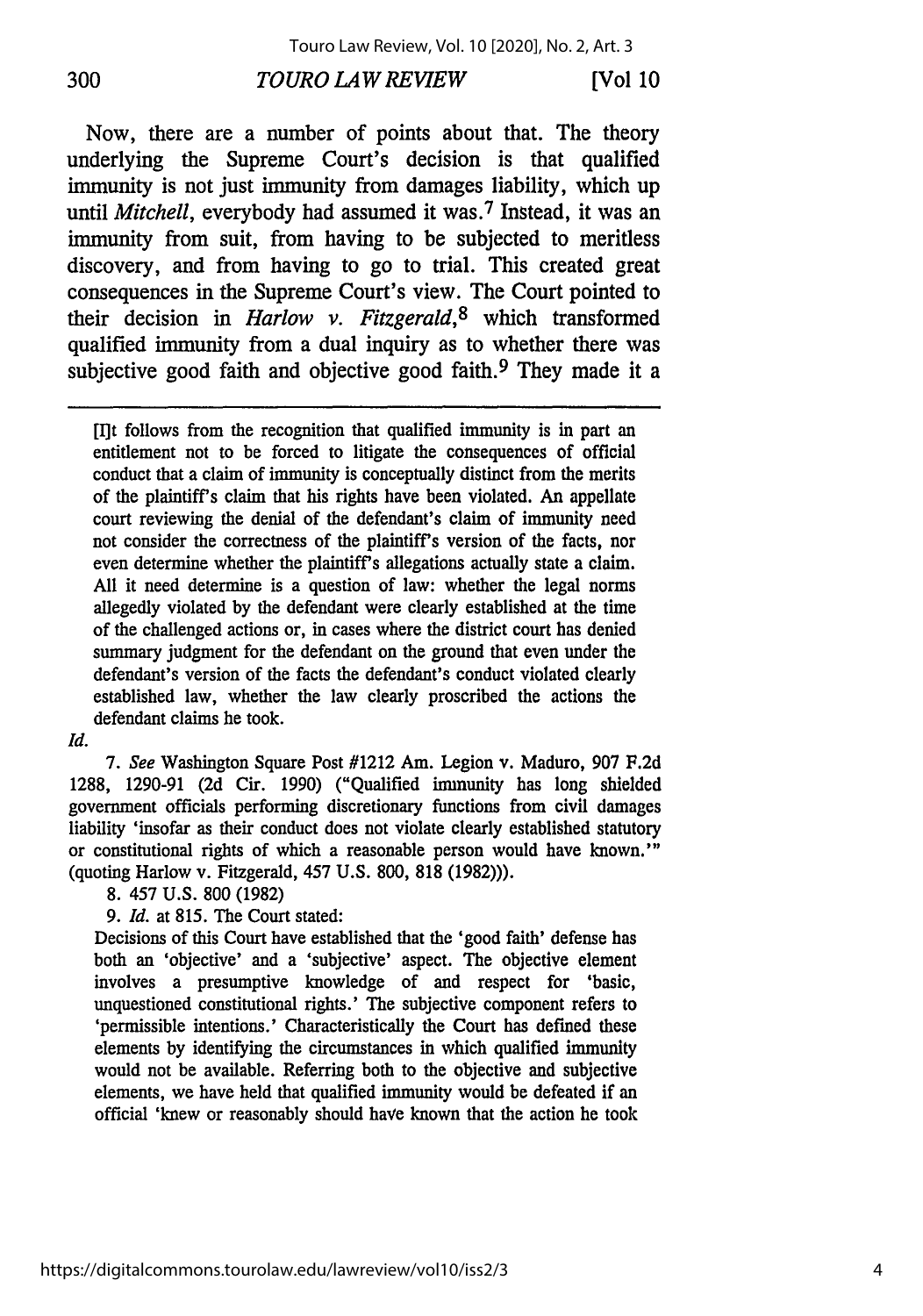Now, there are a number of points about that. The theory underlying the Supreme Court's decision is that qualified immunity is not just immunity from damages liability, which up until *Mitchell*, everybody had assumed it was.[7] Instead, it was an immunity from suit, from having to be subjected to meritless discovery, and from having to go to trial. This created great consequences in the Supreme Court's view. The Court pointed to their decision in *Harlow v. Fitzgerald*,[8] which transformed qualified immunity from a dual inquiry as to whether there was subjective good faith and objective good faith.[9] They made it a

> [I]t follows from the recognition that qualified immunity is in part an entitlement not to be forced to litigate the consequences of official conduct that a claim of immunity is conceptually distinct from the merits of the plaintiff's claim that his rights have been violated. An appellate court reviewing the denial of the defendant's claim of immunity need not consider the correctness of the plaintiff's version of the facts, nor even determine whether the plaintiff's allegations actually state a claim. All it need determine is a question of law: whether the legal norms allegedly violated by the defendant were clearly established at the time of the challenged actions or, in cases where the district court has denied summary judgment for the defendant on the ground that even under the defendant's version of the facts the defendant's conduct violated clearly established law, whether the law clearly proscribed the actions the defendant claims he took.

*Id.*

7. *See* Washington Square Post #1212 Am. Legion v. Maduro, 907 F.2d 1288, 1290-91 (2d Cir. 1990) ("Qualified immunity has long shielded government officials performing discretionary functions from civil damages liability 'insofar as their conduct does not violate clearly established statutory or constitutional rights of which a reasonable person would have known.'" (quoting Harlow v. Fitzgerald, 457 U.S. 800, 818 (1982))).

8. 457 U.S. 800 (1982)

9. *Id.* at 815. The Court stated:

> Decisions of this Court have established that the 'good faith' defense has both an 'objective' and a 'subjective' aspect. The objective element involves a presumptive knowledge of and respect for 'basic, unquestioned constitutional rights.' The subjective component refers to 'permissible intentions.' Characteristically the Court has defined these elements by identifying the circumstances in which qualified immunity would not be available. Referring both to the objective and subjective elements, we have held that qualified immunity would be defeated if an official 'knew or reasonably should have known that the action he took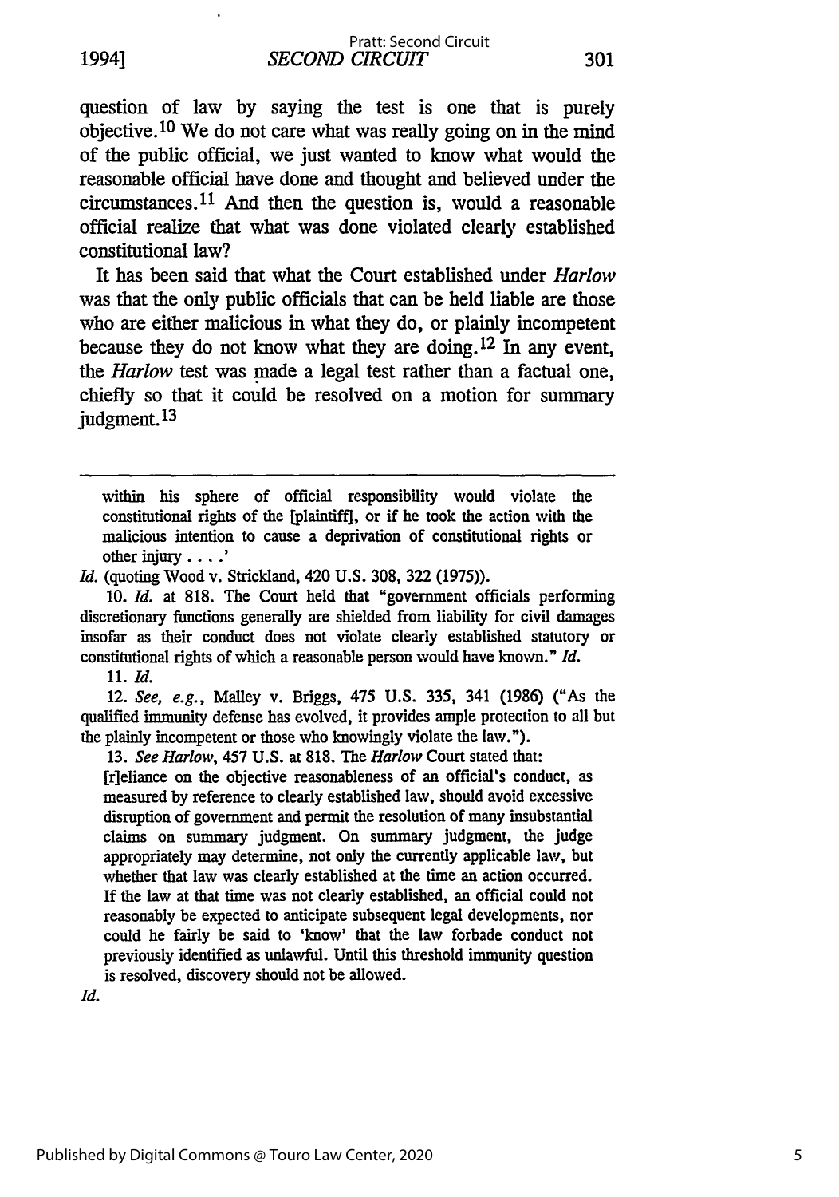question of law by saying the test is one that is purely objective.[10] We do not care what was really going on in the mind of the public official, we just wanted to know what would the reasonable official have done and thought and believed under the circumstances.[11] And then the question is, would a reasonable official realize that what was done violated clearly established constitutional law?

It has been said that what the Court established under *Harlow* was that the only public officials that can be held liable are those who are either malicious in what they do, or plainly incompetent because they do not know what they are doing.[12] In any event, the *Harlow* test was made a legal test rather than a factual one, chiefly so that it could be resolved on a motion for summary judgment.[13]

---

within his sphere of official responsibility would violate the constitutional rights of the [plaintiff], or if he took the action with the malicious intention to cause a deprivation of constitutional rights or other injury . . . .'

*Id.* (quoting Wood v. Strickland, 420 U.S. 308, 322 (1975)).

10. *Id.* at 818. The Court held that "government officials performing discretionary functions generally are shielded from liability for civil damages insofar as their conduct does not violate clearly established statutory or constitutional rights of which a reasonable person would have known." *Id.*

11. *Id.*

12. *See, e.g.*, Malley v. Briggs, 475 U.S. 335, 341 (1986) ("As the qualified immunity defense has evolved, it provides ample protection to all but the plainly incompetent or those who knowingly violate the law.").

13. *See Harlow*, 457 U.S. at 818. The *Harlow* Court stated that:

[r]eliance on the objective reasonableness of an official's conduct, as measured by reference to clearly established law, should avoid excessive disruption of government and permit the resolution of many insubstantial claims on summary judgment. On summary judgment, the judge appropriately may determine, not only the currently applicable law, but whether that law was clearly established at the time an action occurred. If the law at that time was not clearly established, an official could not reasonably be expected to anticipate subsequent legal developments, nor could he fairly be said to 'know' that the law forbade conduct not previously identified as unlawful. Until this threshold immunity question is resolved, discovery should not be allowed.

*Id.*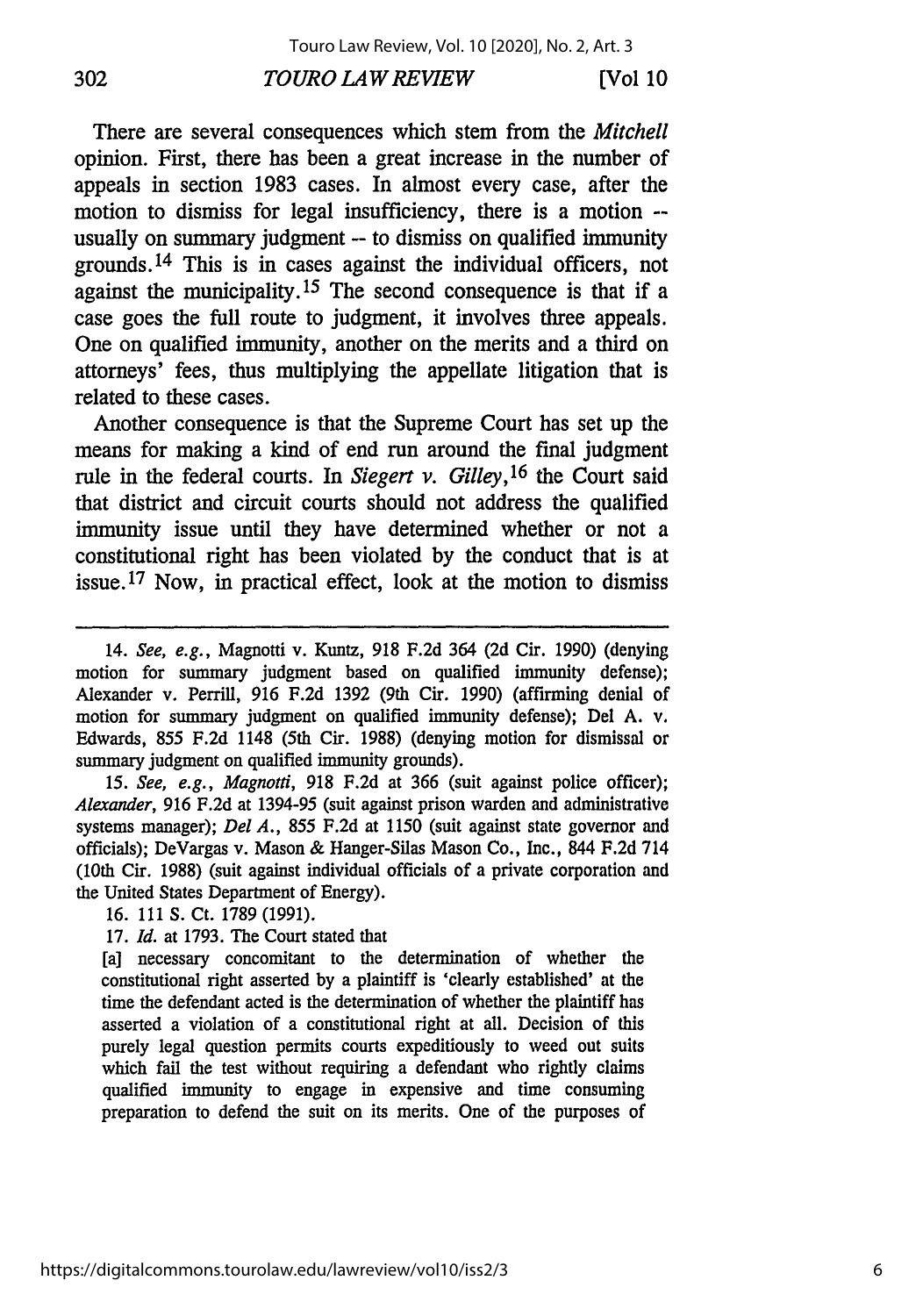There are several consequences which stem from the *Mitchell* opinion. First, there has been a great increase in the number of appeals in section 1983 cases. In almost every case, after the motion to dismiss for legal insufficiency, there is a motion -- usually on summary judgment -- to dismiss on qualified immunity grounds.[14] This is in cases against the individual officers, not against the municipality.[15] The second consequence is that if a case goes the full route to judgment, it involves three appeals. One on qualified immunity, another on the merits and a third on attorneys' fees, thus multiplying the appellate litigation that is related to these cases.

Another consequence is that the Supreme Court has set up the means for making a kind of end run around the final judgment rule in the federal courts. In *Siegert v. Gilley*,[16] the Court said that district and circuit courts should not address the qualified immunity issue until they have determined whether or not a constitutional right has been violated by the conduct that is at issue.[17] Now, in practical effect, look at the motion to dismiss

---

14. *See, e.g.*, Magnotti v. Kuntz, 918 F.2d 364 (2d Cir. 1990) (denying motion for summary judgment based on qualified immunity defense); Alexander v. Perrill, 916 F.2d 1392 (9th Cir. 1990) (affirming denial of motion for summary judgment on qualified immunity defense); Del A. v. Edwards, 855 F.2d 1148 (5th Cir. 1988) (denying motion for dismissal or summary judgment on qualified immunity grounds).

15. *See, e.g.*, *Magnotti*, 918 F.2d at 366 (suit against police officer); *Alexander*, 916 F.2d at 1394-95 (suit against prison warden and administrative systems manager); *Del A.*, 855 F.2d at 1150 (suit against state governor and officials); DeVargas v. Mason & Hanger-Silas Mason Co., Inc., 844 F.2d 714 (10th Cir. 1988) (suit against individual officials of a private corporation and the United States Department of Energy).

16. 111 S. Ct. 1789 (1991).

17. *Id.* at 1793. The Court stated that

> [a] necessary concomitant to the determination of whether the constitutional right asserted by a plaintiff is 'clearly established' at the time the defendant acted is the determination of whether the plaintiff has asserted a violation of a constitutional right at all. Decision of this purely legal question permits courts expeditiously to weed out suits which fail the test without requiring a defendant who rightly claims qualified immunity to engage in expensive and time consuming preparation to defend the suit on its merits. One of the purposes of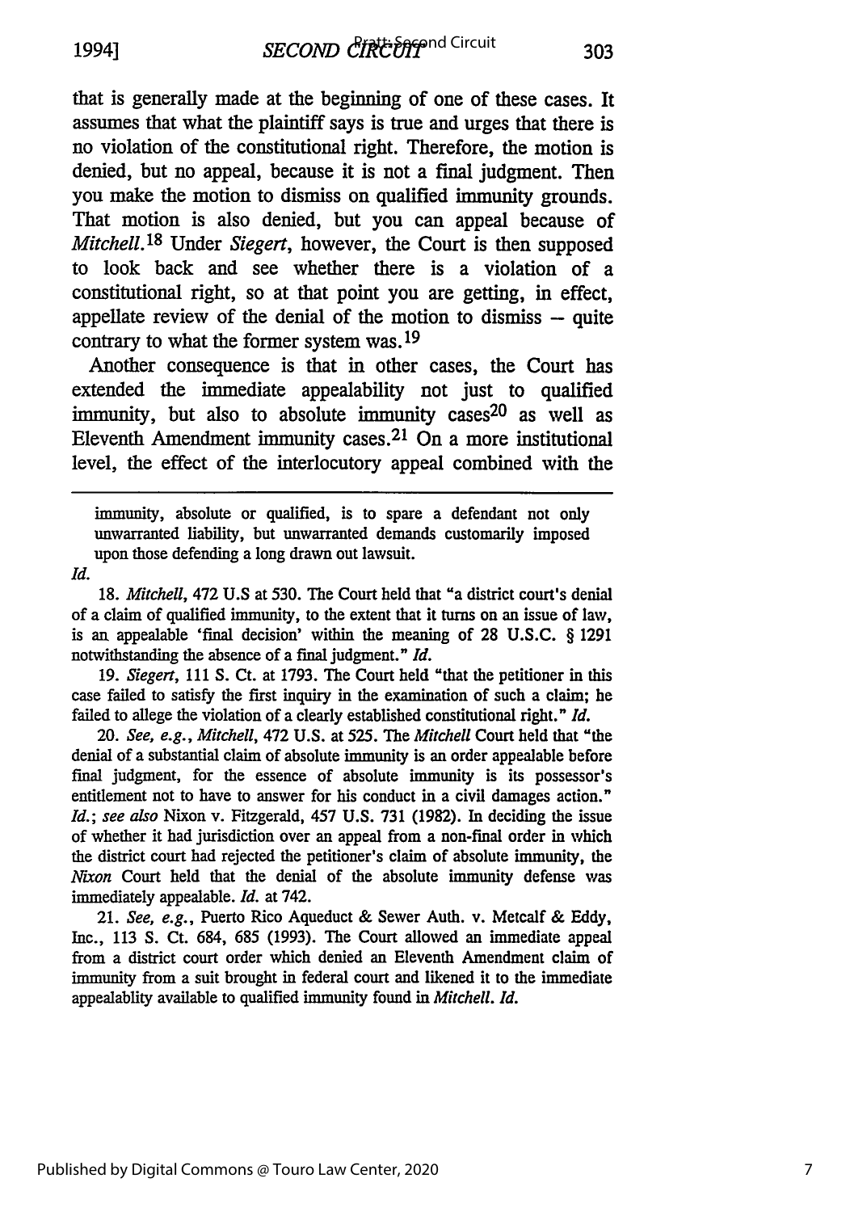that is generally made at the beginning of one of these cases. It assumes that what the plaintiff says is true and urges that there is no violation of the constitutional right. Therefore, the motion is denied, but no appeal, because it is not a final judgment. Then you make the motion to dismiss on qualified immunity grounds. That motion is also denied, but you can appeal because of *Mitchell*.[18] Under *Siegert*, however, the Court is then supposed to look back and see whether there is a violation of a constitutional right, so at that point you are getting, in effect, appellate review of the denial of the motion to dismiss -- quite contrary to what the former system was.[19]

Another consequence is that in other cases, the Court has extended the immediate appealability not just to qualified immunity, but also to absolute immunity cases[20] as well as Eleventh Amendment immunity cases.[21] On a more institutional level, the effect of the interlocutory appeal combined with the

---

immunity, absolute or qualified, is to spare a defendant not only unwarranted liability, but unwarranted demands customarily imposed upon those defending a long drawn out lawsuit.

*Id.*

18. *Mitchell*, 472 U.S at 530. The Court held that "a district court's denial of a claim of qualified immunity, to the extent that it turns on an issue of law, is an appealable 'final decision' within the meaning of 28 U.S.C. § 1291 notwithstanding the absence of a final judgment." *Id.*

19. *Siegert*, 111 S. Ct. at 1793. The Court held "that the petitioner in this case failed to satisfy the first inquiry in the examination of such a claim; he failed to allege the violation of a clearly established constitutional right." *Id.*

20. *See, e.g.*, *Mitchell*, 472 U.S. at 525. The *Mitchell* Court held that "the denial of a substantial claim of absolute immunity is an order appealable before final judgment, for the essence of absolute immunity is its possessor's entitlement not to have to answer for his conduct in a civil damages action." *Id.*; *see also* Nixon v. Fitzgerald, 457 U.S. 731 (1982). In deciding the issue of whether it had jurisdiction over an appeal from a non-final order in which the district court had rejected the petitioner's claim of absolute immunity, the *Nixon* Court held that the denial of the absolute immunity defense was immediately appealable. *Id.* at 742.

21. *See, e.g.*, Puerto Rico Aqueduct & Sewer Auth. v. Metcalf & Eddy, Inc., 113 S. Ct. 684, 685 (1993). The Court allowed an immediate appeal from a district court order which denied an Eleventh Amendment claim of immunity from a suit brought in federal court and likened it to the immediate appealablity available to qualified immunity found in *Mitchell*. *Id.*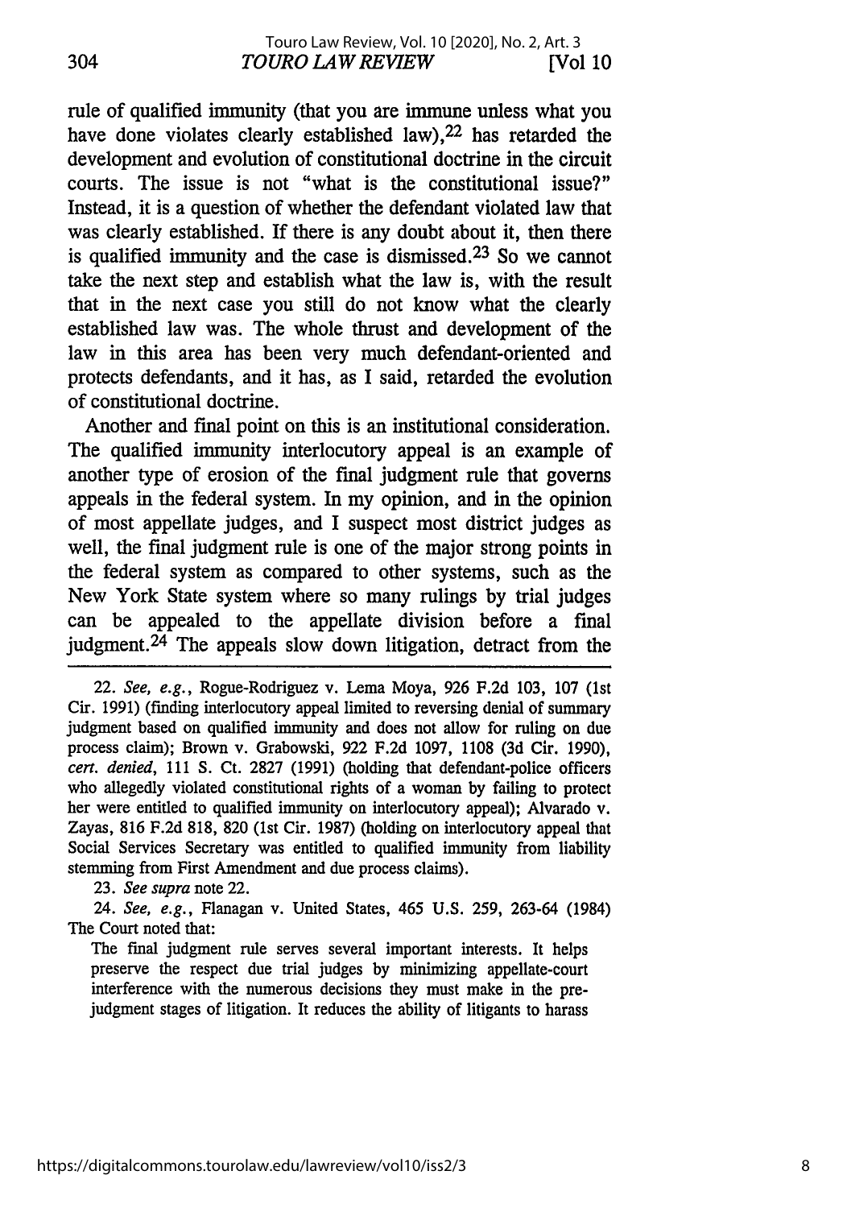rule of qualified immunity (that you are immune unless what you have done violates clearly established law),[22] has retarded the development and evolution of constitutional doctrine in the circuit courts. The issue is not "what is the constitutional issue?" Instead, it is a question of whether the defendant violated law that was clearly established. If there is any doubt about it, then there is qualified immunity and the case is dismissed.[23] So we cannot take the next step and establish what the law is, with the result that in the next case you still do not know what the clearly established law was. The whole thrust and development of the law in this area has been very much defendant-oriented and protects defendants, and it has, as I said, retarded the evolution of constitutional doctrine.

Another and final point on this is an institutional consideration. The qualified immunity interlocutory appeal is an example of another type of erosion of the final judgment rule that governs appeals in the federal system. In my opinion, and in the opinion of most appellate judges, and I suspect most district judges as well, the final judgment rule is one of the major strong points in the federal system as compared to other systems, such as the New York State system where so many rulings by trial judges can be appealed to the appellate division before a final judgment.[24] The appeals slow down litigation, detract from the

---

22. *See, e.g.*, Rogue-Rodriguez v. Lema Moya, 926 F.2d 103, 107 (1st Cir. 1991) (finding interlocutory appeal limited to reversing denial of summary judgment based on qualified immunity and does not allow for ruling on due process claim); Brown v. Grabowski, 922 F.2d 1097, 1108 (3d Cir. 1990), *cert. denied*, 111 S. Ct. 2827 (1991) (holding that defendant-police officers who allegedly violated constitutional rights of a woman by failing to protect her were entitled to qualified immunity on interlocutory appeal); Alvarado v. Zayas, 816 F.2d 818, 820 (1st Cir. 1987) (holding on interlocutory appeal that Social Services Secretary was entitled to qualified immunity from liability stemming from First Amendment and due process claims).

23. *See supra* note 22.

24. *See, e.g.*, Flanagan v. United States, 465 U.S. 259, 263-64 (1984) The Court noted that:

> The final judgment rule serves several important interests. It helps preserve the respect due trial judges by minimizing appellate-court interference with the numerous decisions they must make in the pre-judgment stages of litigation. It reduces the ability of litigants to harass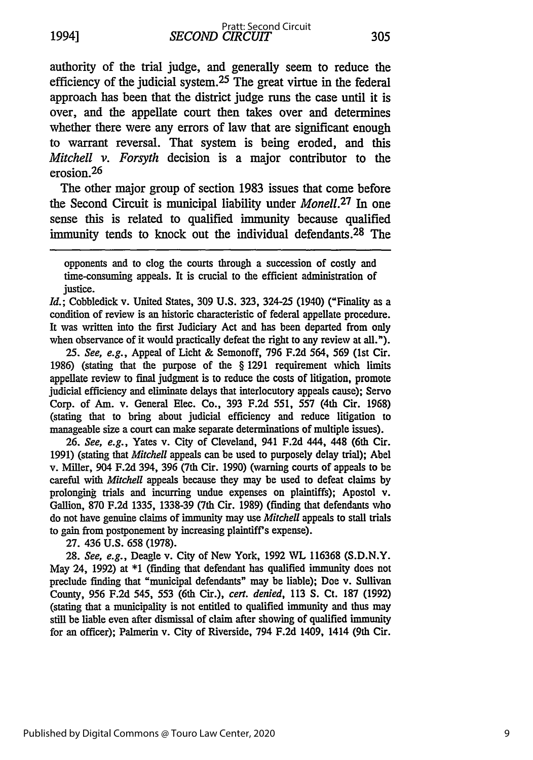authority of the trial judge, and generally seem to reduce the efficiency of the judicial system.[25] The great virtue in the federal approach has been that the district judge runs the case until it is over, and the appellate court then takes over and determines whether there were any errors of law that are significant enough to warrant reversal. That system is being eroded, and this *Mitchell v. Forsyth* decision is a major contributor to the erosion.[26]

The other major group of section 1983 issues that come before the Second Circuit is municipal liability under *Monell*.[27] In one sense this is related to qualified immunity because qualified immunity tends to knock out the individual defendants.[28] The

---

opponents and to clog the courts through a succession of costly and time-consuming appeals. It is crucial to the efficient administration of justice.

*Id.*; Cobbledick v. United States, 309 U.S. 323, 324-25 (1940) ("Finality as a condition of review is an historic characteristic of federal appellate procedure. It was written into the first Judiciary Act and has been departed from only when observance of it would practically defeat the right to any review at all.").

25. *See, e.g.*, Appeal of Licht & Semonoff, 796 F.2d 564, 569 (1st Cir. 1986) (stating that the purpose of the § 1291 requirement which limits appellate review to final judgment is to reduce the costs of litigation, promote judicial efficiency and eliminate delays that interlocutory appeals cause); Servo Corp. of Am. v. General Elec. Co., 393 F.2d 551, 557 (4th Cir. 1968) (stating that to bring about judicial efficiency and reduce litigation to manageable size a court can make separate determinations of multiple issues).

26. *See, e.g.*, Yates v. City of Cleveland, 941 F.2d 444, 448 (6th Cir. 1991) (stating that *Mitchell* appeals can be used to purposely delay trial); Abel v. Miller, 904 F.2d 394, 396 (7th Cir. 1990) (warning courts of appeals to be careful with *Mitchell* appeals because they may be used to defeat claims by prolonging trials and incurring undue expenses on plaintiffs); Apostol v. Gallion, 870 F.2d 1335, 1338-39 (7th Cir. 1989) (finding that defendants who do not have genuine claims of immunity may use *Mitchell* appeals to stall trials to gain from postponement by increasing plaintiff's expense).

27. 436 U.S. 658 (1978).

28. *See, e.g.*, Deagle v. City of New York, 1992 WL 116368 (S.D.N.Y. May 24, 1992) at *1 (finding that defendant has qualified immunity does not preclude finding that "municipal defendants" may be liable); Doe v. Sullivan County, 956 F.2d 545, 553 (6th Cir.), *cert. denied*, 113 S. Ct. 187 (1992) (stating that a municipality is not entitled to qualified immunity and thus may still be liable even after dismissal of claim after showing of qualified immunity for an officer); Palmerin v. City of Riverside, 794 F.2d 1409, 1414 (9th Cir.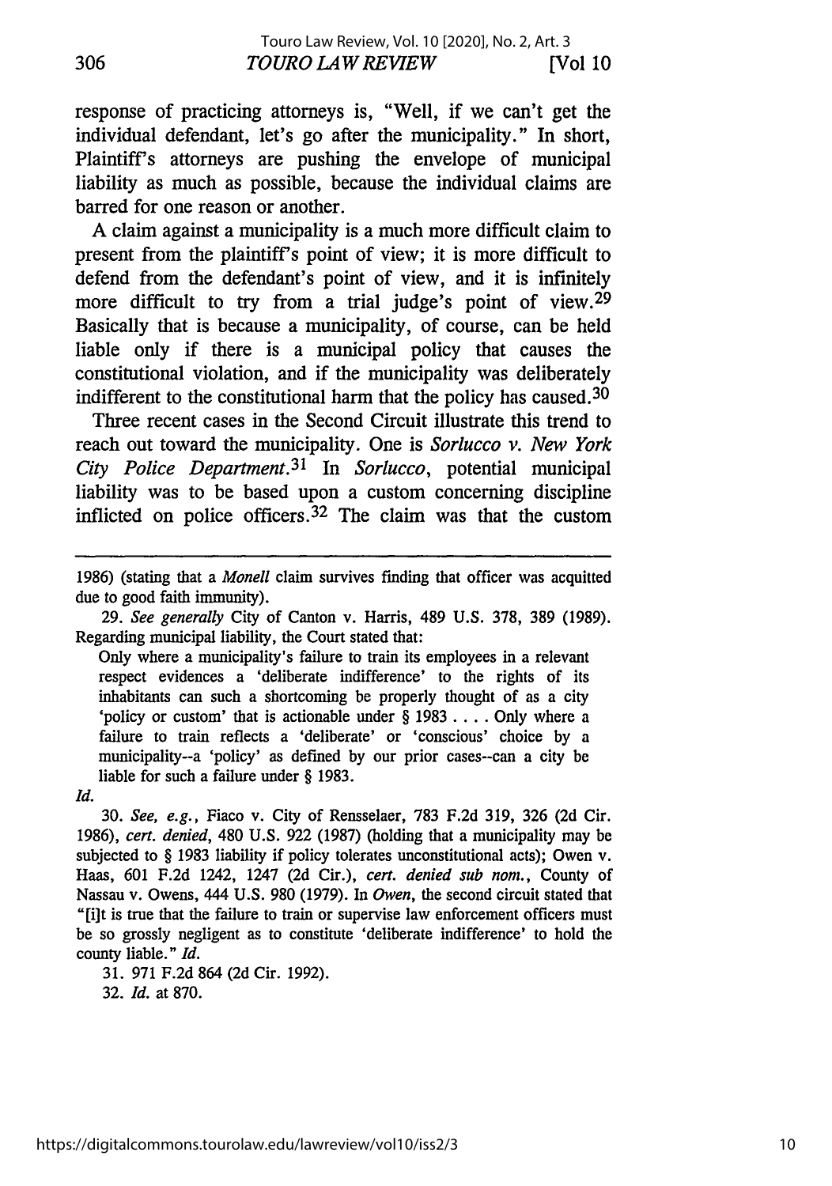response of practicing attorneys is, "Well, if we can't get the individual defendant, let's go after the municipality." In short, Plaintiff's attorneys are pushing the envelope of municipal liability as much as possible, because the individual claims are barred for one reason or another.

A claim against a municipality is a much more difficult claim to present from the plaintiff's point of view; it is more difficult to defend from the defendant's point of view, and it is infinitely more difficult to try from a trial judge's point of view.[29] Basically that is because a municipality, of course, can be held liable only if there is a municipal policy that causes the constitutional violation, and if the municipality was deliberately indifferent to the constitutional harm that the policy has caused.[30]

Three recent cases in the Second Circuit illustrate this trend to reach out toward the municipality. One is *Sorlucco v. New York City Police Department.*[31] In *Sorlucco*, potential municipal liability was to be based upon a custom concerning discipline inflicted on police officers.[32] The claim was that the custom

---

1986) (stating that a *Monell* claim survives finding that officer was acquitted due to good faith immunity).

29. *See generally* City of Canton v. Harris, 489 U.S. 378, 389 (1989). Regarding municipal liability, the Court stated that:

> Only where a municipality's failure to train its employees in a relevant respect evidences a 'deliberate indifference' to the rights of its inhabitants can such a shortcoming be properly thought of as a city 'policy or custom' that is actionable under § 1983 . . . . Only where a failure to train reflects a 'deliberate' or 'conscious' choice by a municipality--a 'policy' as defined by our prior cases--can a city be liable for such a failure under § 1983.

*Id.*

30. *See, e.g.*, Fiaco v. City of Rensselaer, 783 F.2d 319, 326 (2d Cir. 1986), *cert. denied*, 480 U.S. 922 (1987) (holding that a municipality may be subjected to § 1983 liability if policy tolerates unconstitutional acts); Owen v. Haas, 601 F.2d 1242, 1247 (2d Cir.), *cert. denied sub nom.*, County of Nassau v. Owens, 444 U.S. 980 (1979). In *Owen*, the second circuit stated that "[i]t is true that the failure to train or supervise law enforcement officers must be so grossly negligent as to constitute 'deliberate indifference' to hold the county liable." *Id.*

31. 971 F.2d 864 (2d Cir. 1992).

32. *Id.* at 870.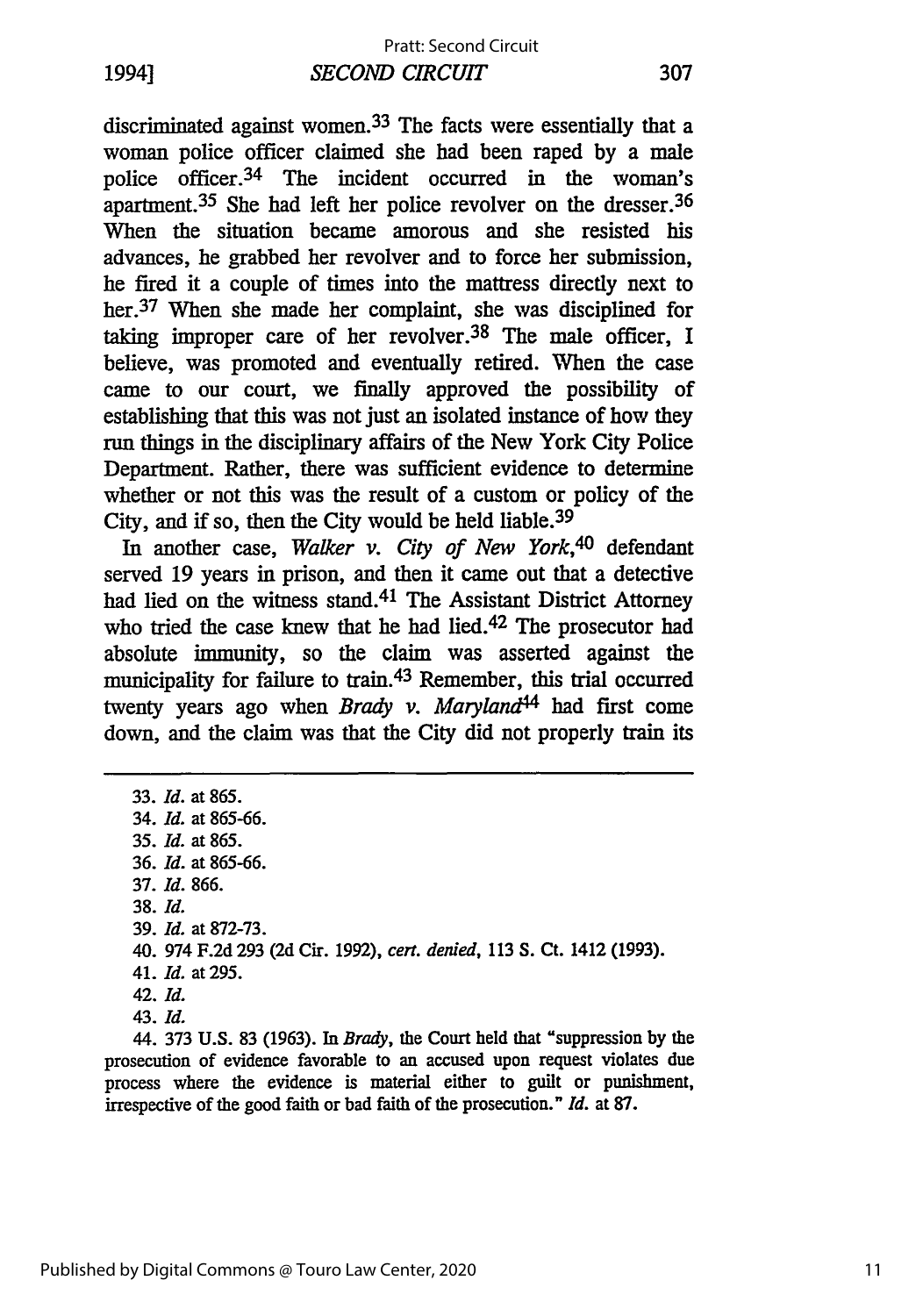discriminated against women.[33] The facts were essentially that a woman police officer claimed she had been raped by a male police officer.[34] The incident occurred in the woman's apartment.[35] She had left her police revolver on the dresser.[36] When the situation became amorous and she resisted his advances, he grabbed her revolver and to force her submission, he fired it a couple of times into the mattress directly next to her.[37] When she made her complaint, she was disciplined for taking improper care of her revolver.[38] The male officer, I believe, was promoted and eventually retired. When the case came to our court, we finally approved the possibility of establishing that this was not just an isolated instance of how they run things in the disciplinary affairs of the New York City Police Department. Rather, there was sufficient evidence to determine whether or not this was the result of a custom or policy of the City, and if so, then the City would be held liable.[39]

In another case, *Walker v. City of New York*,[40] defendant served 19 years in prison, and then it came out that a detective had lied on the witness stand.[41] The Assistant District Attorney who tried the case knew that he had lied.[42] The prosecutor had absolute immunity, so the claim was asserted against the municipality for failure to train.[43] Remember, this trial occurred twenty years ago when *Brady v. Maryland*[44] had first come down, and the claim was that the City did not properly train its

---

33. *Id.* at 865.
34. *Id.* at 865-66.
35. *Id.* at 865.
36. *Id.* at 865-66.
37. *Id.* 866.
38. *Id.*
39. *Id.* at 872-73.
40. 974 F.2d 293 (2d Cir. 1992), *cert. denied*, 113 S. Ct. 1412 (1993).
41. *Id.* at 295.
42. *Id.*
43. *Id.*
44. 373 U.S. 83 (1963). In *Brady*, the Court held that "suppression by the prosecution of evidence favorable to an accused upon request violates due process where the evidence is material either to guilt or punishment, irrespective of the good faith or bad faith of the prosecution." *Id.* at 87.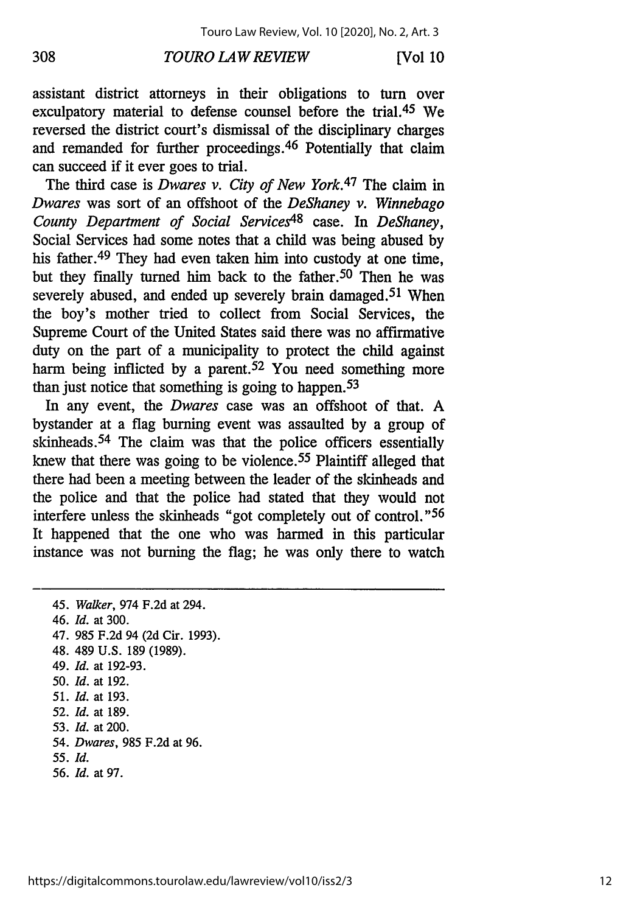assistant district attorneys in their obligations to turn over exculpatory material to defense counsel before the trial.[45] We reversed the district court's dismissal of the disciplinary charges and remanded for further proceedings.[46] Potentially that claim can succeed if it ever goes to trial.

The third case is *Dwares v. City of New York*.[47] The claim in *Dwares* was sort of an offshoot of the *DeShaney v. Winnebago County Department of Social Services*[48] case. In *DeShaney*, Social Services had some notes that a child was being abused by his father.[49] They had even taken him into custody at one time, but they finally turned him back to the father.[50] Then he was severely abused, and ended up severely brain damaged.[51] When the boy's mother tried to collect from Social Services, the Supreme Court of the United States said there was no affirmative duty on the part of a municipality to protect the child against harm being inflicted by a parent.[52] You need something more than just notice that something is going to happen.[53]

In any event, the *Dwares* case was an offshoot of that. A bystander at a flag burning event was assaulted by a group of skinheads.[54] The claim was that the police officers essentially knew that there was going to be violence.[55] Plaintiff alleged that there had been a meeting between the leader of the skinheads and the police and that the police had stated that they would not interfere unless the skinheads "got completely out of control."[56] It happened that the one who was harmed in this particular instance was not burning the flag; he was only there to watch

---

45. *Walker*, 974 F.2d at 294.
46. *Id.* at 300.
47. 985 F.2d 94 (2d Cir. 1993).
48. 489 U.S. 189 (1989).
49. *Id.* at 192-93.
50. *Id.* at 192.
51. *Id.* at 193.
52. *Id.* at 189.
53. *Id.* at 200.
54. *Dwares*, 985 F.2d at 96.
55. *Id.*
56. *Id.* at 97.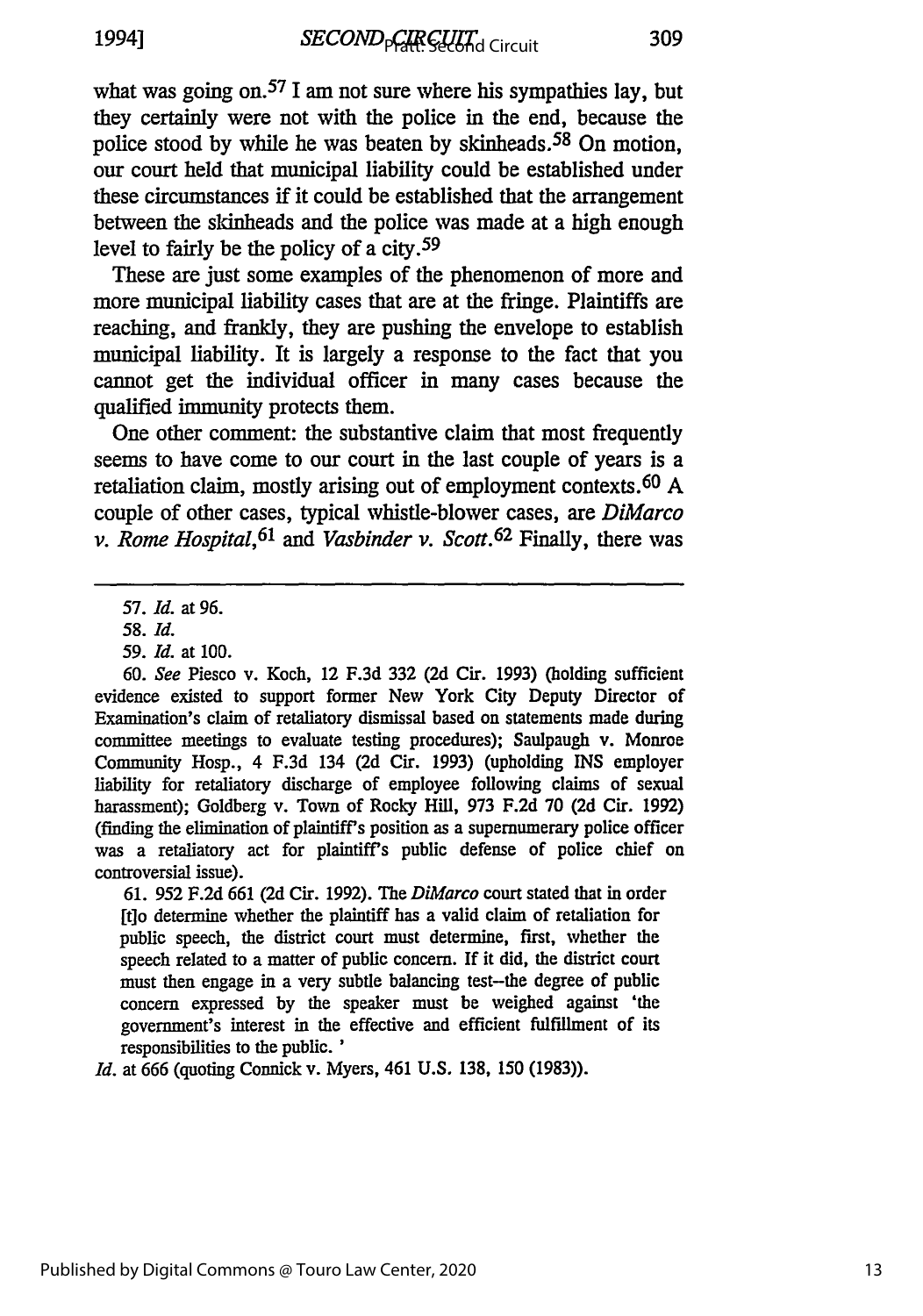what was going on.[57] I am not sure where his sympathies lay, but they certainly were not with the police in the end, because the police stood by while he was beaten by skinheads.[58] On motion, our court held that municipal liability could be established under these circumstances if it could be established that the arrangement between the skinheads and the police was made at a high enough level to fairly be the policy of a city.[59]

These are just some examples of the phenomenon of more and more municipal liability cases that are at the fringe. Plaintiffs are reaching, and frankly, they are pushing the envelope to establish municipal liability. It is largely a response to the fact that you cannot get the individual officer in many cases because the qualified immunity protects them.

One other comment: the substantive claim that most frequently seems to have come to our court in the last couple of years is a retaliation claim, mostly arising out of employment contexts.[60] A couple of other cases, typical whistle-blower cases, are *DiMarco v. Rome Hospital*,[61] and *Vasbinder v. Scott*.[62] Finally, there was

---

57. *Id.* at 96.

58. *Id.*

59. *Id.* at 100.

60. *See* Piesco v. Koch, 12 F.3d 332 (2d Cir. 1993) (holding sufficient evidence existed to support former New York City Deputy Director of Examination's claim of retaliatory dismissal based on statements made during committee meetings to evaluate testing procedures); Saulpaugh v. Monroe Community Hosp., 4 F.3d 134 (2d Cir. 1993) (upholding INS employer liability for retaliatory discharge of employee following claims of sexual harassment); Goldberg v. Town of Rocky Hill, 973 F.2d 70 (2d Cir. 1992) (finding the elimination of plaintiff's position as a supernumerary police officer was a retaliatory act for plaintiff's public defense of police chief on controversial issue).

61. 952 F.2d 661 (2d Cir. 1992). The *DiMarco* court stated that in order

> [t]o determine whether the plaintiff has a valid claim of retaliation for public speech, the district court must determine, first, whether the speech related to a matter of public concern. If it did, the district court must then engage in a very subtle balancing test--the degree of public concern expressed by the speaker must be weighed against 'the government's interest in the effective and efficient fulfillment of its responsibilities to the public. '

*Id.* at 666 (quoting Connick v. Myers, 461 U.S. 138, 150 (1983)).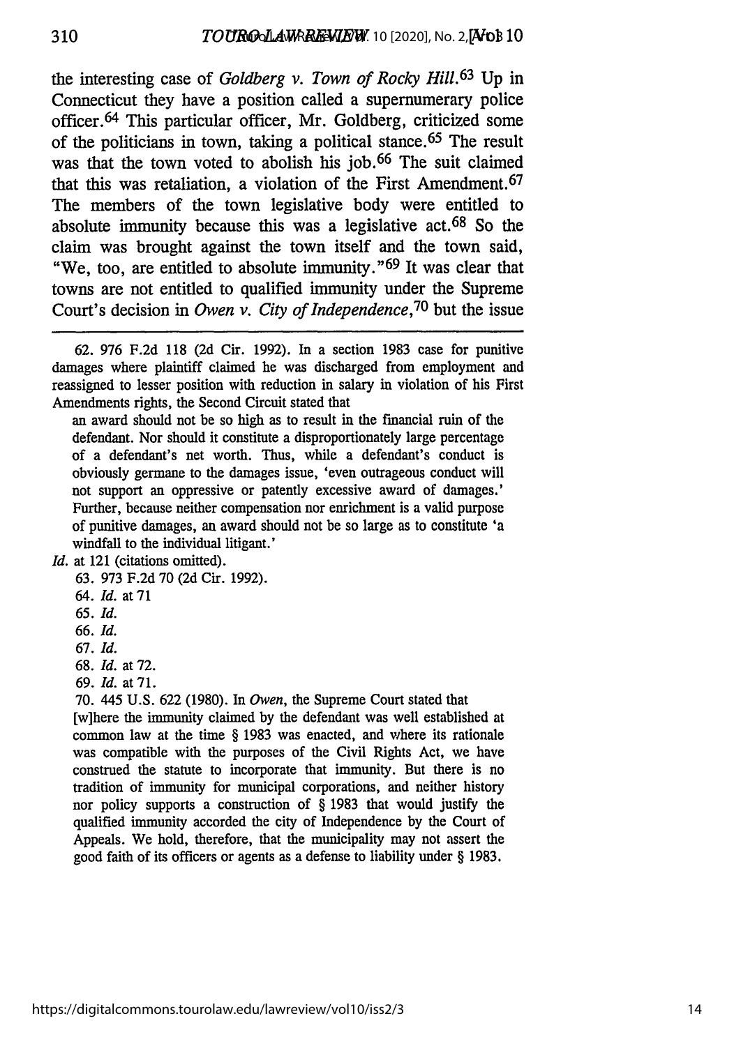the interesting case of *Goldberg v. Town of Rocky Hill*.[63] Up in Connecticut they have a position called a supernumerary police officer.[64] This particular officer, Mr. Goldberg, criticized some of the politicians in town, taking a political stance.[65] The result was that the town voted to abolish his job.[66] The suit claimed that this was retaliation, a violation of the First Amendment.[67] The members of the town legislative body were entitled to absolute immunity because this was a legislative act.[68] So the claim was brought against the town itself and the town said, "We, too, are entitled to absolute immunity."[69] It was clear that towns are not entitled to qualified immunity under the Supreme Court's decision in *Owen v. City of Independence*,[70] but the issue

---

62. 976 F.2d 118 (2d Cir. 1992). In a section 1983 case for punitive damages where plaintiff claimed he was discharged from employment and reassigned to lesser position with reduction in salary in violation of his First Amendments rights, the Second Circuit stated that

> an award should not be so high as to result in the financial ruin of the defendant. Nor should it constitute a disproportionately large percentage of a defendant's net worth. Thus, while a defendant's conduct is obviously germane to the damages issue, 'even outrageous conduct will not support an oppressive or patently excessive award of damages.' Further, because neither compensation nor enrichment is a valid purpose of punitive damages, an award should not be so large as to constitute 'a windfall to the individual litigant.'

*Id.* at 121 (citations omitted).

63. 973 F.2d 70 (2d Cir. 1992).

64. *Id.* at 71

65. *Id.*

66. *Id.*

67. *Id.*

68. *Id.* at 72.

69. *Id.* at 71.

70. 445 U.S. 622 (1980). In *Owen*, the Supreme Court stated that

> [w]here the immunity claimed by the defendant was well established at common law at the time § 1983 was enacted, and where its rationale was compatible with the purposes of the Civil Rights Act, we have construed the statute to incorporate that immunity. But there is no tradition of immunity for municipal corporations, and neither history nor policy supports a construction of § 1983 that would justify the qualified immunity accorded the city of Independence by the Court of Appeals. We hold, therefore, that the municipality may not assert the good faith of its officers or agents as a defense to liability under § 1983.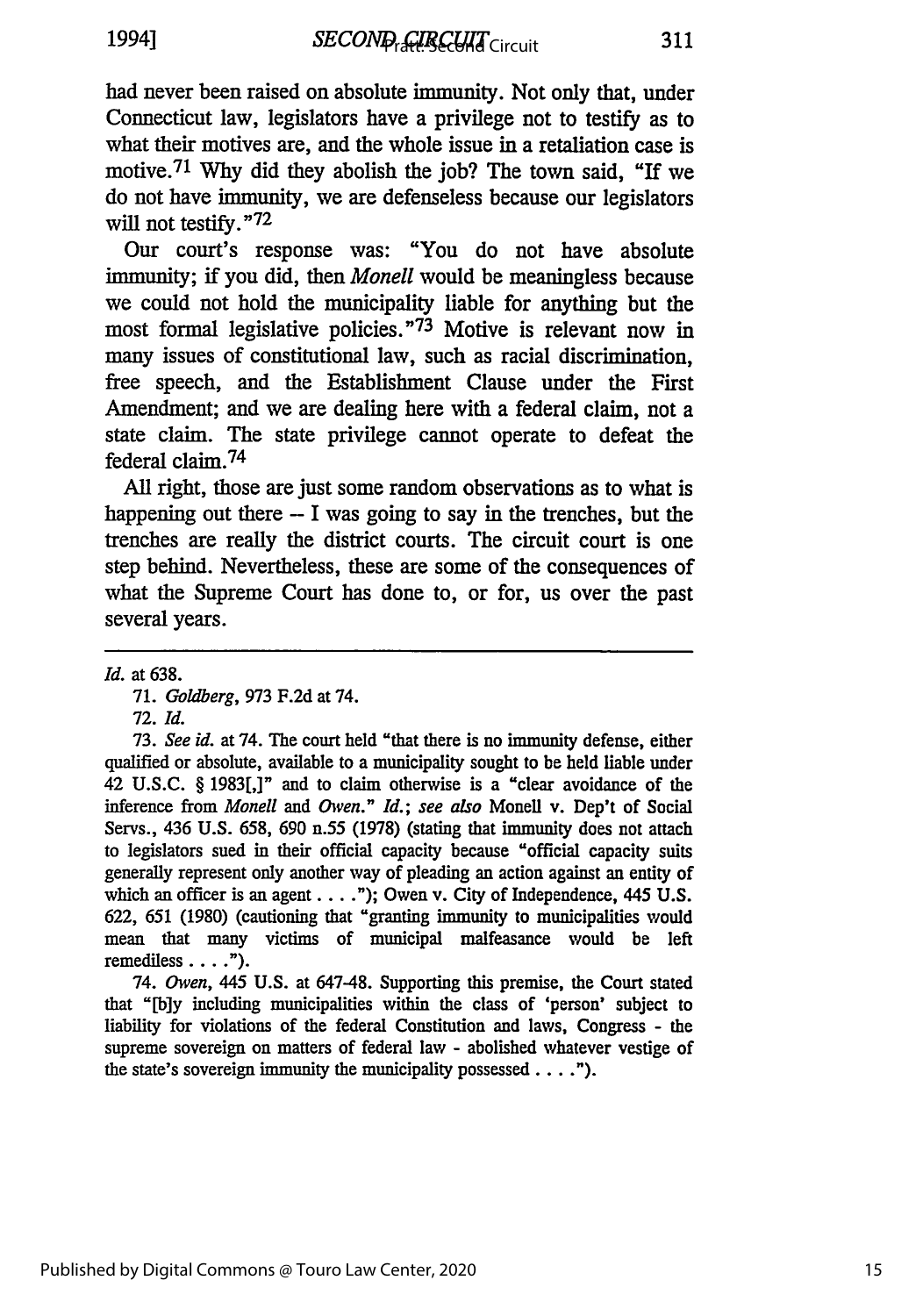had never been raised on absolute immunity. Not only that, under Connecticut law, legislators have a privilege not to testify as to what their motives are, and the whole issue in a retaliation case is motive.[71] Why did they abolish the job? The town said, "If we do not have immunity, we are defenseless because our legislators will not testify."[72]

Our court's response was: "You do not have absolute immunity; if you did, then *Monell* would be meaningless because we could not hold the municipality liable for anything but the most formal legislative policies."[73] Motive is relevant now in many issues of constitutional law, such as racial discrimination, free speech, and the Establishment Clause under the First Amendment; and we are dealing here with a federal claim, not a state claim. The state privilege cannot operate to defeat the federal claim.[74]

All right, those are just some random observations as to what is happening out there -- I was going to say in the trenches, but the trenches are really the district courts. The circuit court is one step behind. Nevertheless, these are some of the consequences of what the Supreme Court has done to, or for, us over the past several years.

---

*Id.* at 638.

71. *Goldberg*, 973 F.2d at 74.

72. *Id.*

73. *See id.* at 74. The court held "that there is no immunity defense, either qualified or absolute, available to a municipality sought to be held liable under 42 U.S.C. § 1983[,]" and to claim otherwise is a "clear avoidance of the inference from *Monell* and *Owen*." *Id.*; *see also* Monell v. Dep't of Social Servs., 436 U.S. 658, 690 n.55 (1978) (stating that immunity does not attach to legislators sued in their official capacity because "official capacity suits generally represent only another way of pleading an action against an entity of which an officer is an agent . . . ."); Owen v. City of Independence, 445 U.S. 622, 651 (1980) (cautioning that "granting immunity to municipalities would mean that many victims of municipal malfeasance would be left remediless . . . .").

74. *Owen*, 445 U.S. at 647-48. Supporting this premise, the Court stated that "[b]y including municipalities within the class of 'person' subject to liability for violations of the federal Constitution and laws, Congress - the supreme sovereign on matters of federal law - abolished whatever vestige of the state's sovereign immunity the municipality possessed . . . .").